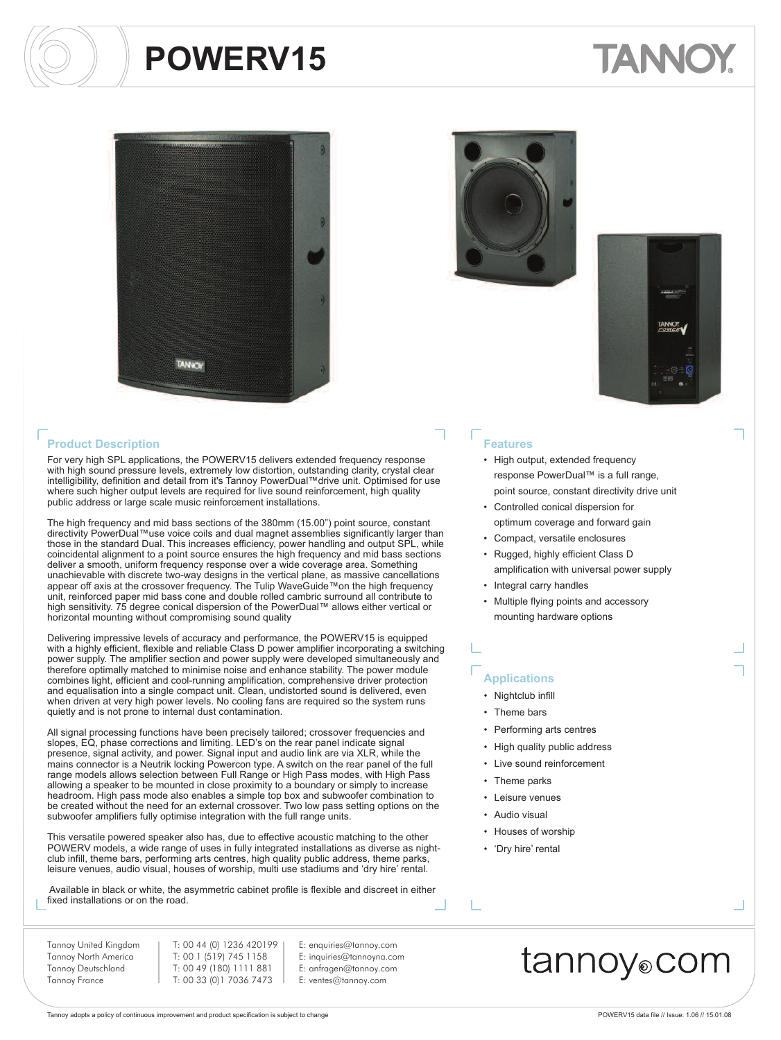# POWERV15

## Product Description

For very high SPL applications, the POWERV15 delivers extended frequency response with high sound pressure levels, extremely low distortion, outstanding clarity, crystal clear intelligibility, definition and detail from it's Tannoy PowerDual™drive unit. Optimised for use where such higher output levels are required for live sound reinforcement, high quality public address or large scale music reinforcement installations.

The high frequency and mid bass sections of the 380mm (15.00") point source, constant directivity PowerDual™use voice coils and dual magnet assemblies significantly larger than those in the standard Dual. This increases efficiency, power handling and output SPL, while coincidental alignment to a point source ensures the high frequency and mid bass sections deliver a smooth, uniform frequency response over a wide coverage area. Something unachievable with discrete two-way designs in the vertical plane, as massive cancellations appear off axis at the crossover frequency. The Tulip WaveGuide™on the high frequency unit, reinforced paper mid bass cone and double rolled cambric surround all contribute to high sensitivity. 75 degree conical dispersion of the PowerDual™ allows either vertical or horizontal mounting without compromising sound quality

Delivering impressive levels of accuracy and performance, the POWERV15 is equipped with a highly efficient, flexible and reliable Class D power amplifier incorporating a switching power supply. The amplifier section and power supply were developed simultaneously and therefore optimally matched to minimise noise and enhance stability. The power module combines light, efficient and cool-running amplification, comprehensive driver protection and equalisation into a single compact unit. Clean, undistorted sound is delivered, even when driven at very high power levels. No cooling fans are required so the system runs quietly and is not prone to internal dust contamination.

All signal processing functions have been precisely tailored; crossover frequencies and slopes, EQ, phase corrections and limiting. LED's on the rear panel indicate signal presence, signal activity, and power. Signal input and audio link are via XLR, while the mains connector is a Neutrik locking Powercon type. A switch on the rear panel of the full range models allows selection between Full Range or High Pass modes, with High Pass allowing a speaker to be mounted in close proximity to a boundary or simply to increase headroom. High pass mode also enables a simple top box and subwoofer combination to be created without the need for an external crossover. Two low pass setting options on the subwoofer amplifiers fully optimise integration with the full range units.

This versatile powered speaker also has, due to effective acoustic matching to the other POWERV models, a wide range of uses in fully integrated installations as diverse as night-club infill, theme bars, performing arts centres, high quality public address, theme parks, leisure venues, audio visual, houses of worship, multi use stadiums and 'dry hire' rental.

Available in black or white, the asymmetric cabinet profile is flexible and discreet in either fixed installations or on the road.

## Features

- High output, extended frequency response PowerDual™ is a full range, point source, constant directivity drive unit
- Controlled conical dispersion for optimum coverage and forward gain
- Compact, versatile enclosures
- Rugged, highly efficient Class D amplification with universal power supply
- Integral carry handles
- Multiple flying points and accessory mounting hardware options

## Applications

- Nightclub infill
- Theme bars
- Performing arts centres
- High quality public address
- Live sound reinforcement
- Theme parks
- Leisure venues
- Audio visual
- Houses of worship
- 'Dry hire' rental

| | | |
|---|---|---|
| Tannoy United Kingdom | T: 00 44 (0) 1236 420199 | E: enquiries@tannoy.com |
| Tannoy North America | T: 00 1 (519) 745 1158 | E: inquiries@tannoyna.com |
| Tannoy Deutschland | T: 00 49 (180) 1111 881 | E: anfragen@tannoy.com |
| Tannoy France | T: 00 33 (0)1 7036 7473 | E: ventes@tannoy.com |

tannoy.com

Tannoy adopts a policy of continuous improvement and product specification is subject to change

POWERV15 data file // Issue: 1.06 // 15.01.08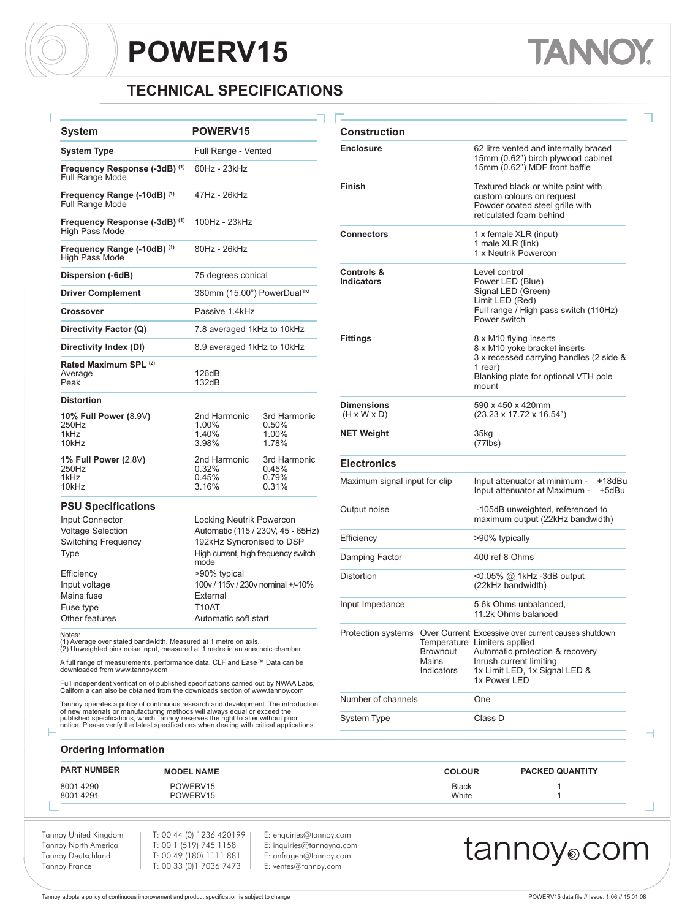# POWERV15

TANNOY

## TECHNICAL SPECIFICATIONS

| System | POWERV15 | |
|---|---|---|
| System Type | Full Range - Vented | |
| Frequency Response (-3dB) [1] Full Range Mode | 60Hz - 23kHz | |
| Frequency Range (-10dB) [1] Full Range Mode | 47Hz - 26kHz | |
| Frequency Response (-3dB) [1] High Pass Mode | 100Hz - 23kHz | |
| Frequency Range (-10dB) [1] High Pass Mode | 80Hz - 26kHz | |
| Dispersion (-6dB) | 75 degrees conical | |
| Driver Complement | 380mm (15.00") PowerDual™ | |
| Crossover | Passive 1.4kHz | |
| Directivity Factor (Q) | 7.8 averaged 1kHz to 10kHz | |
| Directivity Index (DI) | 8.9 averaged 1kHz to 10kHz | |
| Rated Maximum SPL [2] Average | 126dB | |
| Peak | 132dB | |
| **Distortion** | | |
| **10% Full Power** (8.9V) | 2nd Harmonic | 3rd Harmonic |
| 250Hz | 1.00% | 0.50% |
| 1kHz | 1.40% | 1.00% |
| 10kHz | 3.98% | 1.78% |
| **1% Full Power** (2.8V) | 2nd Harmonic | 3rd Harmonic |
| 250Hz | 0.32% | 0.45% |
| 1kHz | 0.45% | 0.79% |
| 10kHz | 3.16% | 0.31% |

### PSU Specifications

| | |
|---|---|
| Input Connector | Locking Neutrik Powercon |
| Voltage Selection | Automatic (115 / 230V, 45 - 65Hz) |
| Switching Frequency | 192kHz Syncronised to DSP |
| Type | High current, high frequency switch mode |
| Efficiency | >90% typical |
| Input voltage | 100v / 115v / 230v nominal +/-10% |
| Mains fuse | External |
| Fuse type | T10AT |
| Other features | Automatic soft start |

Notes:
(1) Average over stated bandwidth. Measured at 1 metre on axis.
(2) Unweighted pink noise input, measured at 1 metre in an anechoic chamber

A full range of measurements, performance data, CLF and Ease™ Data can be downloaded from www.tannoy.com

Full independent verification of published specifications carried out by NWAA Labs, California can also be obtained from the downloads section of www.tannoy.com

Tannoy operates a policy of continuous research and development. The introduction of new materials or manufacturing methods will always equal or exceed the published specifications, which Tannoy reserves the right to alter without prior notice. Please verify the latest specifications when dealing with critical applications.

### Construction

| | |
|---|---|
| Enclosure | 62 litre vented and internally braced 15mm (0.62") birch plywood cabinet 15mm (0.62") MDF front baffle |
| Finish | Textured black or white paint with custom colours on request Powder coated steel grille with reticulated foam behind |
| Connectors | 1 x female XLR (input) 1 male XLR (link) 1 x Neutrik Powercon |
| Controls & Indicators | Level control Power LED (Blue) Signal LED (Green) Limit LED (Red) Full range / High pass switch (110Hz) Power switch |
| Fittings | 8 x M10 flying inserts 8 x M10 yoke bracket inserts 3 x recessed carrying handles (2 side & 1 rear) Blanking plate for optional VTH pole mount |
| Dimensions (H x W x D) | 590 x 450 x 420mm (23.23 x 17.72 x 16.54") |
| NET Weight | 35kg (77lbs) |

### Electronics

| | | |
|---|---|---|
| Maximum signal input for clip | | Input attenuator at minimum - +18dBu Input attenuator at Maximum - +5dBu |
| Output noise | | -105dB unweighted, referenced to maximum output (22kHz bandwidth) |
| Efficiency | | >90% typically |
| Damping Factor | | 400 ref 8 Ohms |
| Distortion | | <0.05% @ 1kHz -3dB output (22kHz bandwidth) |
| Input Impedance | | 5.6k Ohms unbalanced, 11.2k Ohms balanced |
| Protection systems | Over Current | Excessive over current causes shutdown |
| | Temperature | Limiters applied |
| | Brownout | Automatic protection & recovery |
| | Mains | Inrush current limiting |
| | Indicators | 1x Limit LED, 1x Signal LED & 1x Power LED |
| Number of channels | | One |
| System Type | | Class D |

### Ordering Information

| PART NUMBER | MODEL NAME | COLOUR | PACKED QUANTITY |
|---|---|---|---|
| 8001 4290 | POWERV15 | Black | 1 |
| 8001 4291 | POWERV15 | White | 1 |

| | | |
|---|---|---|
| Tannoy United Kingdom | T: 00 44 (0) 1236 420199 | E: enquiries@tannoy.com |
| Tannoy North America | T: 00 1 (519) 745 1158 | E: inquiries@tannoyna.com |
| Tannoy Deutschland | T: 00 49 (180) 1111 881 | E: anfragen@tannoy.com |
| Tannoy France | T: 00 33 (0)1 7036 7473 | E: ventes@tannoy.com |

tannoy.com

Tannoy adopts a policy of continuous improvement and product specification is subject to change

POWERV15 data file // Issue: 1.06 // 15.01.08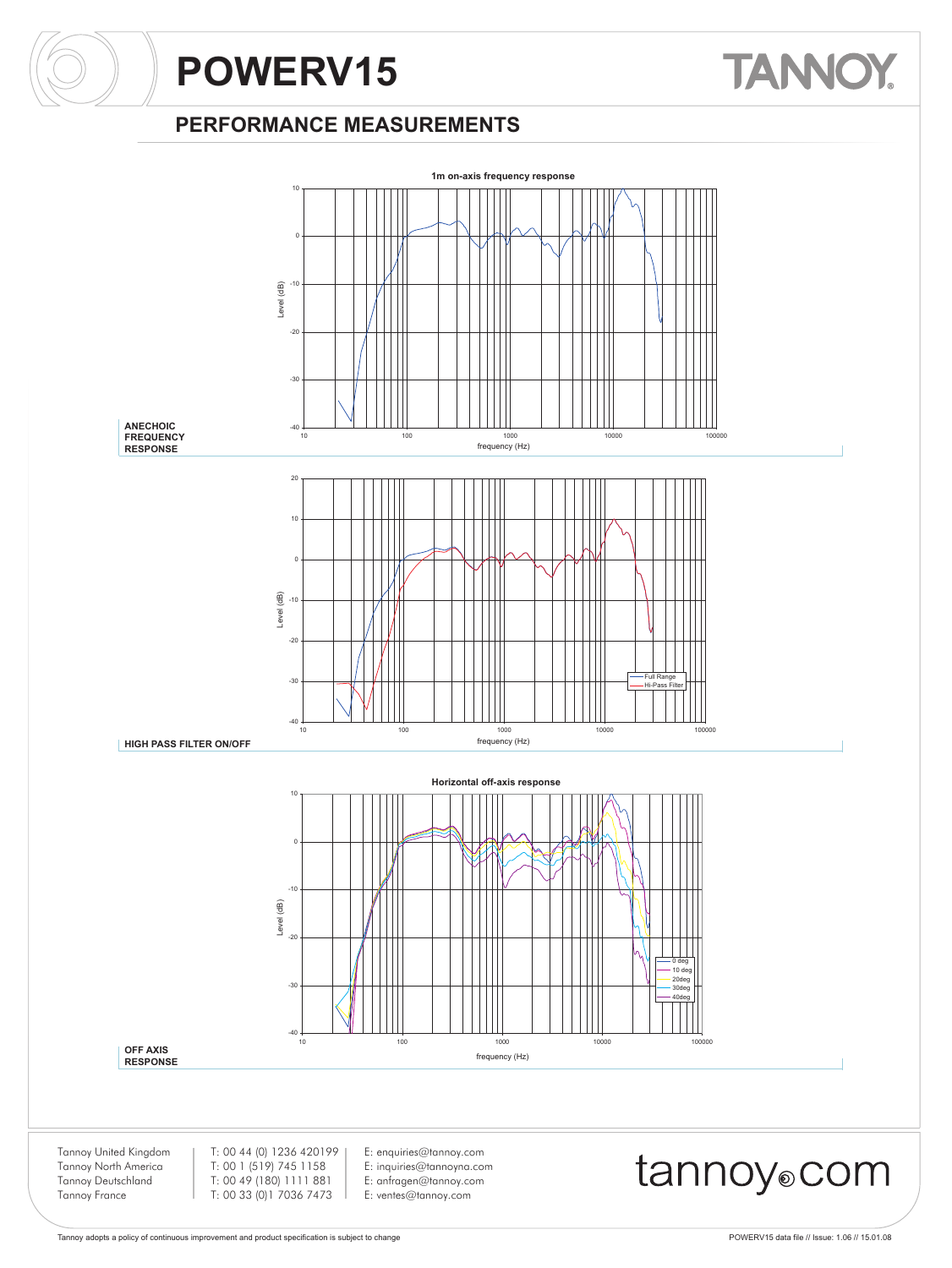# POWERV15

## PERFORMANCE MEASUREMENTS

**ANECHOIC FREQUENCY RESPONSE**

**HIGH PASS FILTER ON/OFF**

**OFF AXIS RESPONSE**

Tannoy United Kingdom | T: 00 44 (0) 1236 420199 | E: enquiries@tannoy.com
Tannoy North America | T: 00 1 (519) 745 1158 | E: inquiries@tannoyna.com
Tannoy Deutschland | T: 00 49 (180) 1111 881 | E: anfragen@tannoy.com
Tannoy France | T: 00 33 (0)1 7036 7473 | E: ventes@tannoy.com

tannoy.com

Tannoy adopts a policy of continuous improvement and product specification is subject to change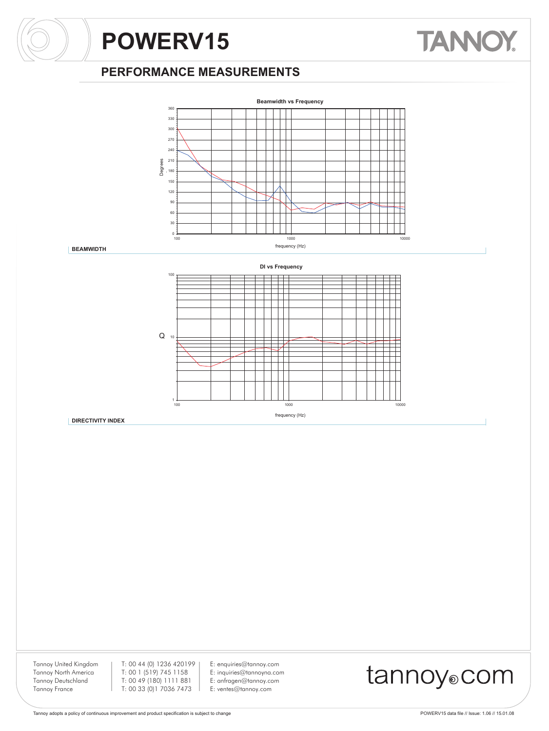# POWERV15

## PERFORMANCE MEASUREMENTS

**Beamwidth vs Frequency**

Degrees

frequency (Hz)

**BEAMWIDTH**

**DI vs Frequency**

Q

frequency (Hz)

**DIRECTIVITY INDEX**

Tannoy United Kingdom | T: 00 44 (0) 1236 420199 | E: enquiries@tannoy.com
Tannoy North America | T: 00 1 (519) 745 1158 | E: inquiries@tannoyna.com
Tannoy Deutschland | T: 00 49 (180) 1111 881 | E: anfragen@tannoy.com
Tannoy France | T: 00 33 (0)1 7036 7473 | E: ventes@tannoy.com

tannoy.com

Tannoy adopts a policy of continuous improvement and product specification is subject to change

POWERV15 data file // Issue: 1.06 // 15.01.08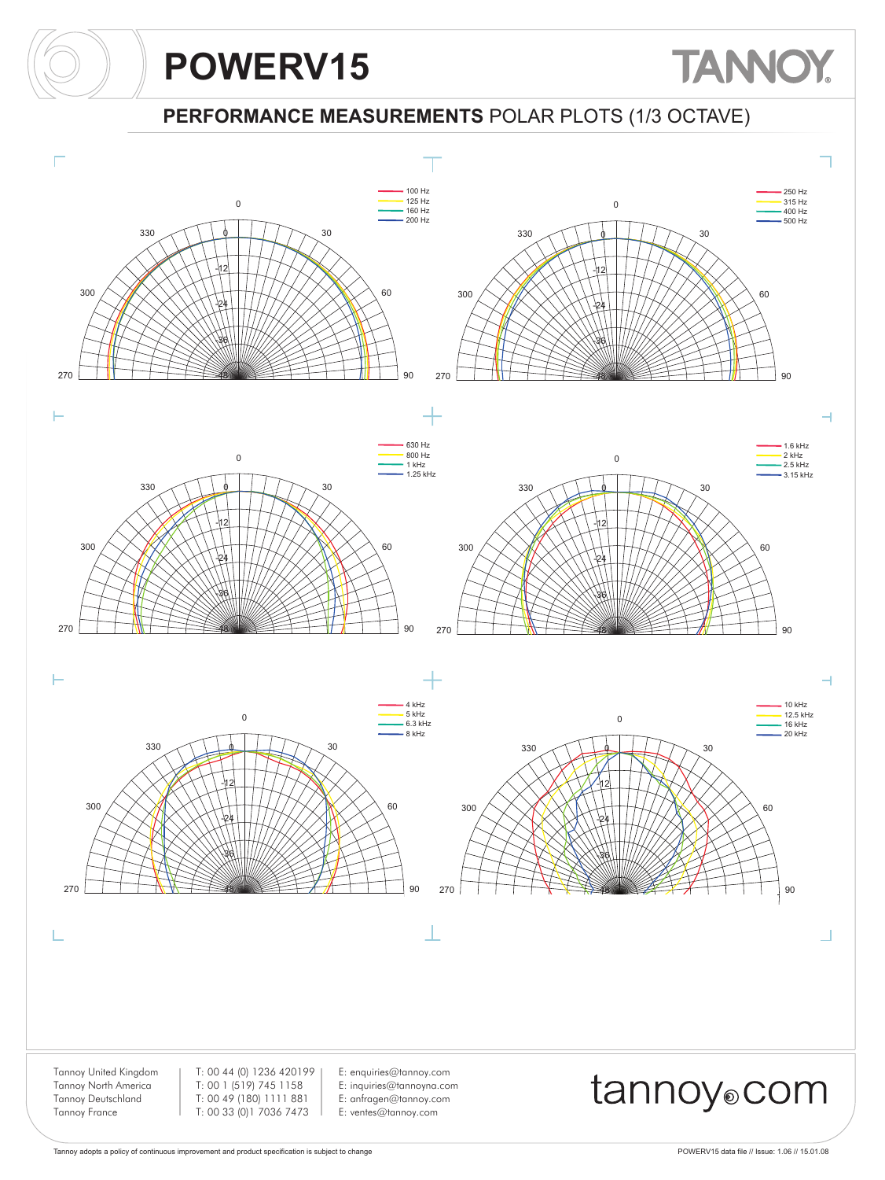# POWERV15

## PERFORMANCE MEASUREMENTS POLAR PLOTS (1/3 OCTAVE)

100 Hz
125 Hz
160 Hz
200 Hz

250 Hz
315 Hz
400 Hz
500 Hz

630 Hz
800 Hz
1 kHz
1.25 kHz

1.6 kHz
2 kHz
2.5 kHz
3.15 kHz

4 kHz
5 kHz
6.3 kHz
8 kHz

10 kHz
12.5 kHz
16 kHz
20 kHz

Tannoy United Kingdom | T: 00 44 (0) 1236 420199 | E: enquiries@tannoy.com
Tannoy North America | T: 00 1 (519) 745 1158 | E: inquiries@tannoyna.com
Tannoy Deutschland | T: 00 49 (180) 1111 881 | E: anfragen@tannoy.com
Tannoy France | T: 00 33 (0)1 7036 7473 | E: ventes@tannoy.com

tannoy.com

Tannoy adopts a policy of continuous improvement and product specification is subject to change

POWERV15 data file // Issue: 1.06 // 15.01.08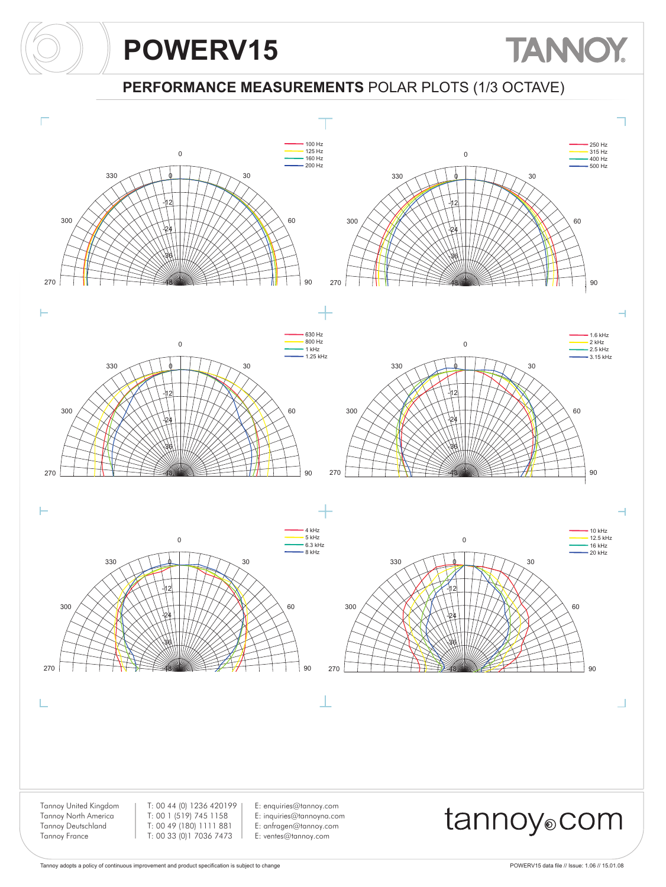# POWERV15

## PERFORMANCE MEASUREMENTS POLAR PLOTS (1/3 OCTAVE)

100 Hz
125 Hz
160 Hz
200 Hz

250 Hz
315 Hz
400 Hz
500 Hz

630 Hz
800 Hz
1 kHz
1.25 kHz

1.6 kHz
2 kHz
2.5 kHz
3.15 kHz

4 kHz
5 kHz
6.3 kHz
8 kHz

10 kHz
12.5 kHz
16 kHz
20 kHz

| | | |
|---|---|---|
| Tannoy United Kingdom | T: 00 44 (0) 1236 420199 | E: enquiries@tannoy.com |
| Tannoy North America | T: 00 1 (519) 745 1158 | E: inquiries@tannoyna.com |
| Tannoy Deutschland | T: 00 49 (180) 1111 881 | E: anfragen@tannoy.com |
| Tannoy France | T: 00 33 (0)1 7036 7473 | E: ventes@tannoy.com |

tannoy.com

Tannoy adopts a policy of continuous improvement and product specification is subject to change

POWERV15 data file // Issue: 1.06 // 15.01.08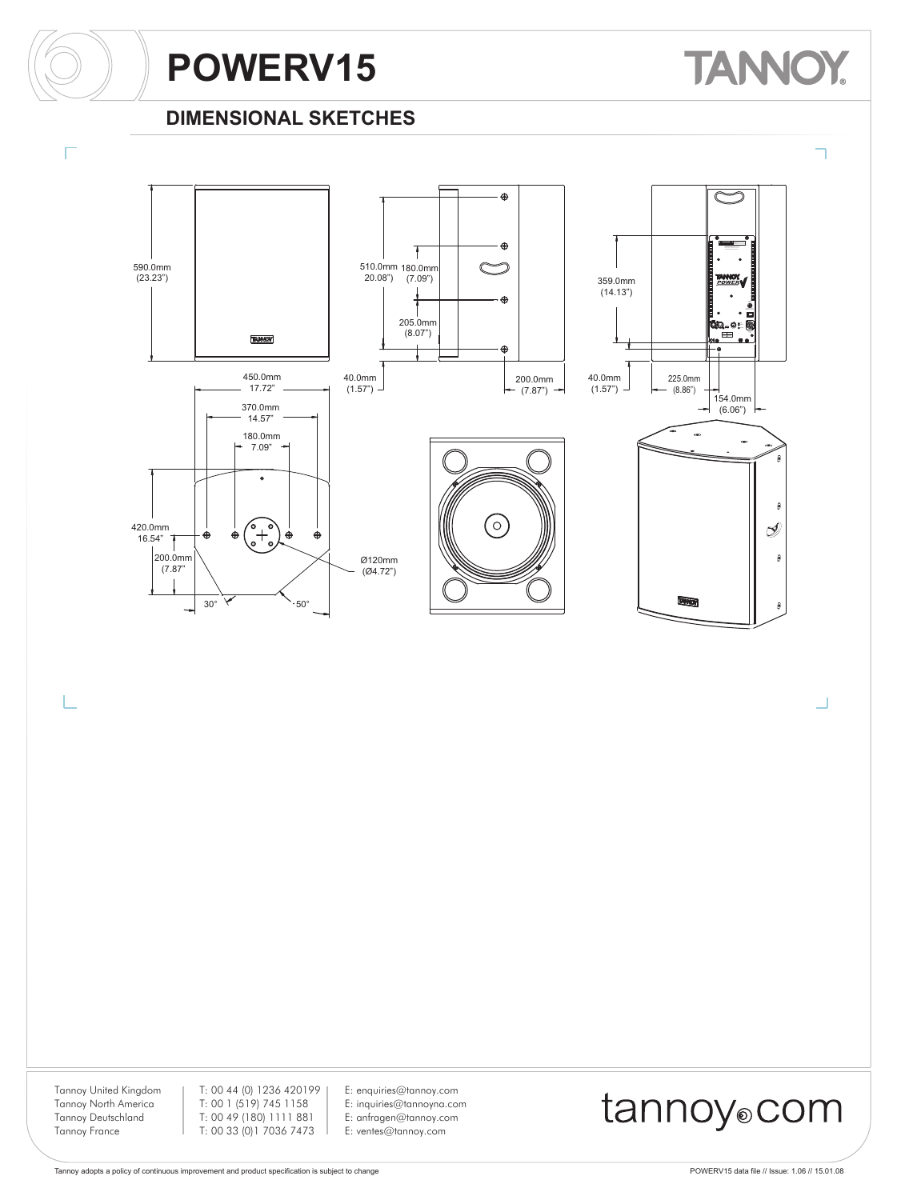# POWERV15

## DIMENSIONAL SKETCHES

590.0mm (23.23")

510.0mm 20.08")

180.0mm (7.09")

205.0mm (8.07")

359.0mm (14.13")

450.0mm 17.72"

40.0mm (1.57")

200.0mm (7.87")

40.0mm (1.57")

225.0mm (8.86")

154.0mm (6.06")

370.0mm 14.57"

180.0mm 7.09"

420.0mm 16.54"

200.0mm (7.87"

Ø120mm (Ø4.72")

30°

50°

Tannoy United Kingdom | T: 00 44 (0) 1236 420199 | E: enquiries@tannoy.com
Tannoy North America | T: 00 1 (519) 745 1158 | E: inquiries@tannoyna.com
Tannoy Deutschland | T: 00 49 (180) 1111 881 | E: anfragen@tannoy.com
Tannoy France | T: 00 33 (0)1 7036 7473 | E: ventes@tannoy.com

tannoy.com

Tannoy adopts a policy of continuous improvement and product specification is subject to change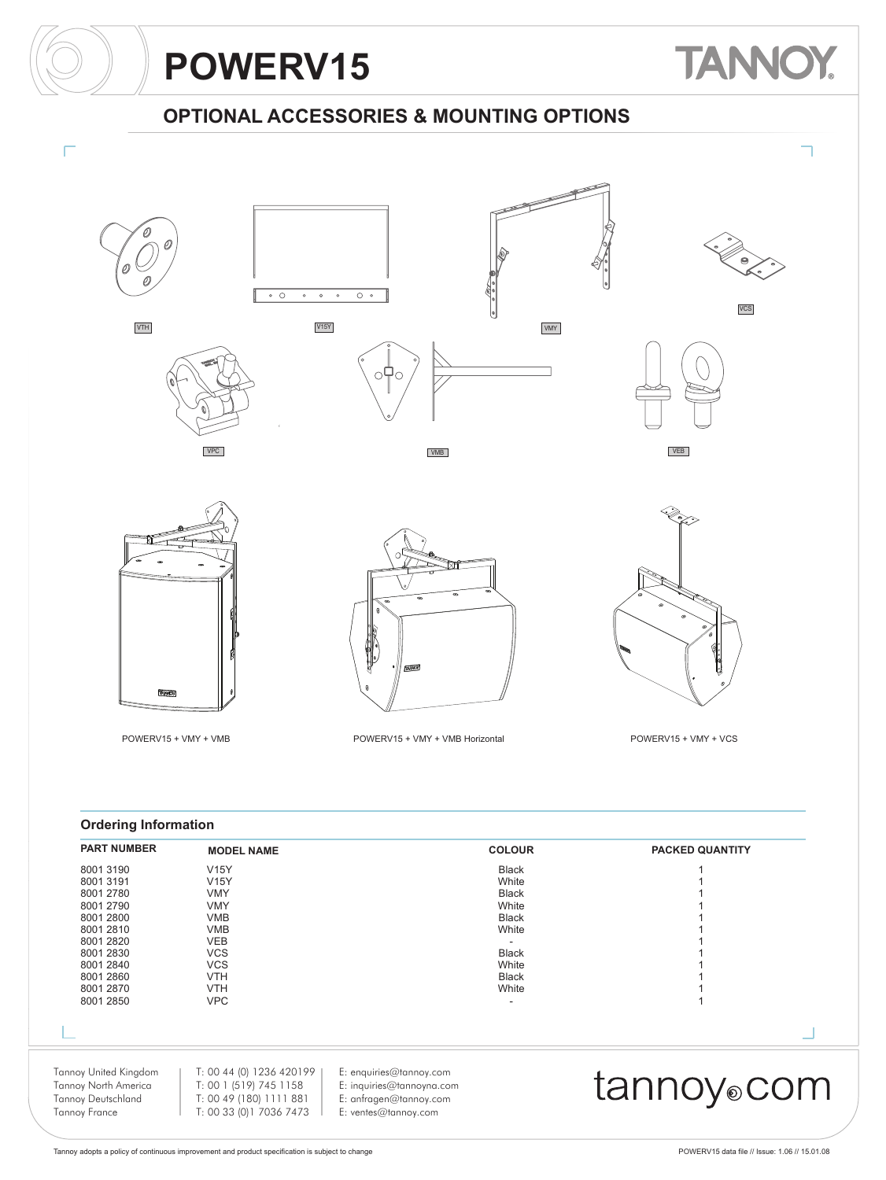# POWERV15

## OPTIONAL ACCESSORIES & MOUNTING OPTIONS

VTH

V15Y

VMY

VCS

VPC

VMB

VEB

POWERV15 + VMY + VMB

POWERV15 + VMY + VMB Horizontal

POWERV15 + VMY + VCS

### Ordering Information

| PART NUMBER | MODEL NAME | COLOUR | PACKED QUANTITY |
|---|---|---|---|
| 8001 3190 | V15Y | Black | 1 |
| 8001 3191 | V15Y | White | 1 |
| 8001 2780 | VMY | Black | 1 |
| 8001 2790 | VMY | White | 1 |
| 8001 2800 | VMB | Black | 1 |
| 8001 2810 | VMB | White | 1 |
| 8001 2820 | VEB | - | 1 |
| 8001 2830 | VCS | Black | 1 |
| 8001 2840 | VCS | White | 1 |
| 8001 2860 | VTH | Black | 1 |
| 8001 2870 | VTH | White | 1 |
| 8001 2850 | VPC | - | 1 |

Tannoy United Kingdom | T: 00 44 (0) 1236 420199 | E: enquiries@tannoy.com
Tannoy North America | T: 00 1 (519) 745 1158 | E: inquiries@tannoyna.com
Tannoy Deutschland | T: 00 49 (180) 1111 881 | E: anfragen@tannoy.com
Tannoy France | T: 00 33 (0)1 7036 7473 | E: ventes@tannoy.com

tannoy.com

Tannoy adopts a policy of continuous improvement and product specification is subject to change

POWERV15 data file // Issue: 1.06 // 15.01.08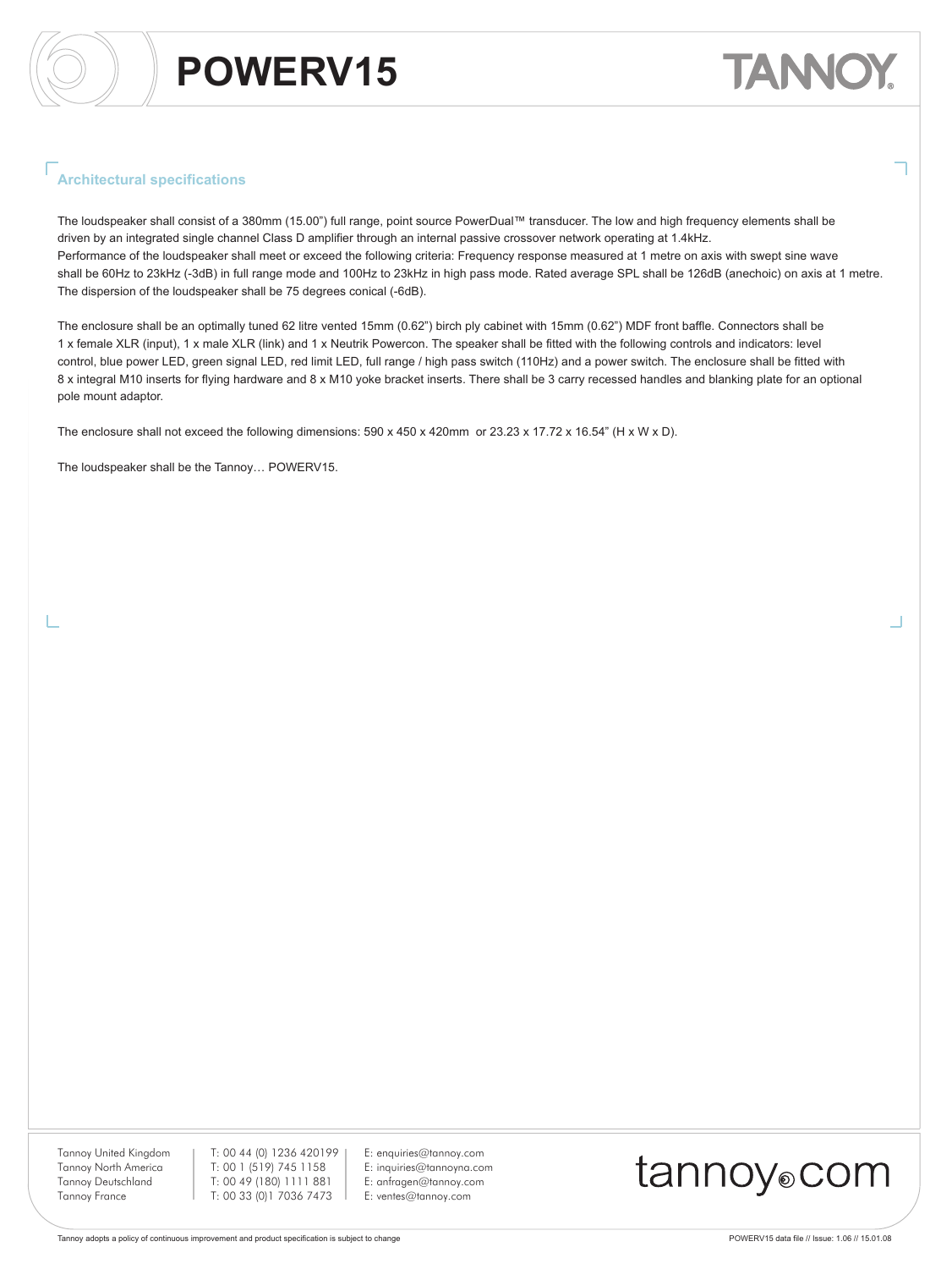# POWERV15

## Architectural specifications

The loudspeaker shall consist of a 380mm (15.00") full range, point source PowerDual™ transducer. The low and high frequency elements shall be driven by an integrated single channel Class D amplifier through an internal passive crossover network operating at 1.4kHz.
Performance of the loudspeaker shall meet or exceed the following criteria: Frequency response measured at 1 metre on axis with swept sine wave shall be 60Hz to 23kHz (-3dB) in full range mode and 100Hz to 23kHz in high pass mode. Rated average SPL shall be 126dB (anechoic) on axis at 1 metre. The dispersion of the loudspeaker shall be 75 degrees conical (-6dB).

The enclosure shall be an optimally tuned 62 litre vented 15mm (0.62") birch ply cabinet with 15mm (0.62") MDF front baffle. Connectors shall be 1 x female XLR (input), 1 x male XLR (link) and 1 x Neutrik Powercon. The speaker shall be fitted with the following controls and indicators: level control, blue power LED, green signal LED, red limit LED, full range / high pass switch (110Hz) and a power switch. The enclosure shall be fitted with 8 x integral M10 inserts for flying hardware and 8 x M10 yoke bracket inserts. There shall be 3 carry recessed handles and blanking plate for an optional pole mount adaptor.

The enclosure shall not exceed the following dimensions: 590 x 450 x 420mm or 23.23 x 17.72 x 16.54" (H x W x D).

The loudspeaker shall be the Tannoy… POWERV15.

Tannoy United Kingdom | T: 00 44 (0) 1236 420199 | E: enquiries@tannoy.com
Tannoy North America | T: 00 1 (519) 745 1158 | E: inquiries@tannoyna.com
Tannoy Deutschland | T: 00 49 (180) 1111 881 | E: anfragen@tannoy.com
Tannoy France | T: 00 33 (0)1 7036 7473 | E: ventes@tannoy.com

tannoy.com

Tannoy adopts a policy of continuous improvement and product specification is subject to change

POWERV15 data file // Issue: 1.06 // 15.01.08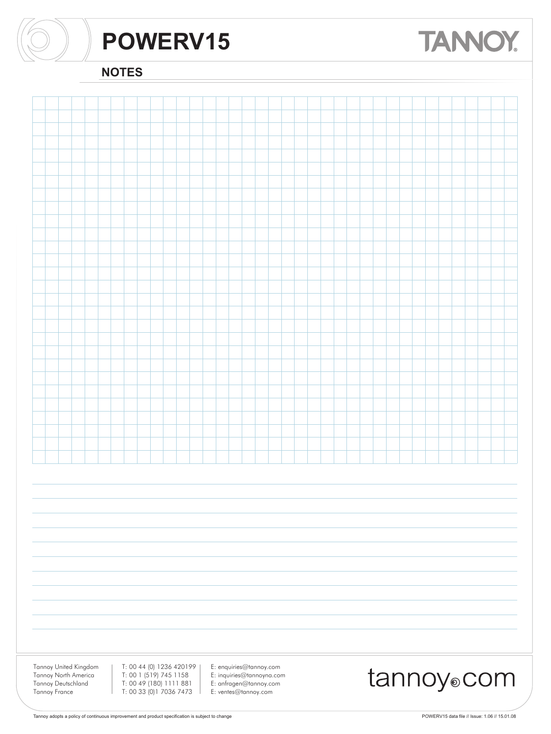## NOTES

Tannoy United Kingdom | T: 00 44 (0) 1236 420199 | E: enquiries@tannoy.com
Tannoy North America | T: 00 1 (519) 745 1158 | E: inquiries@tannoyna.com
Tannoy Deutschland | T: 00 49 (180) 1111 881 | E: anfragen@tannoy.com
Tannoy France | T: 00 33 (0)1 7036 7473 | E: ventes@tannoy.com

tannoy.com

Tannoy adopts a policy of continuous improvement and product specification is subject to change

POWERV15 data file // Issue: 1.06 // 15.01.08